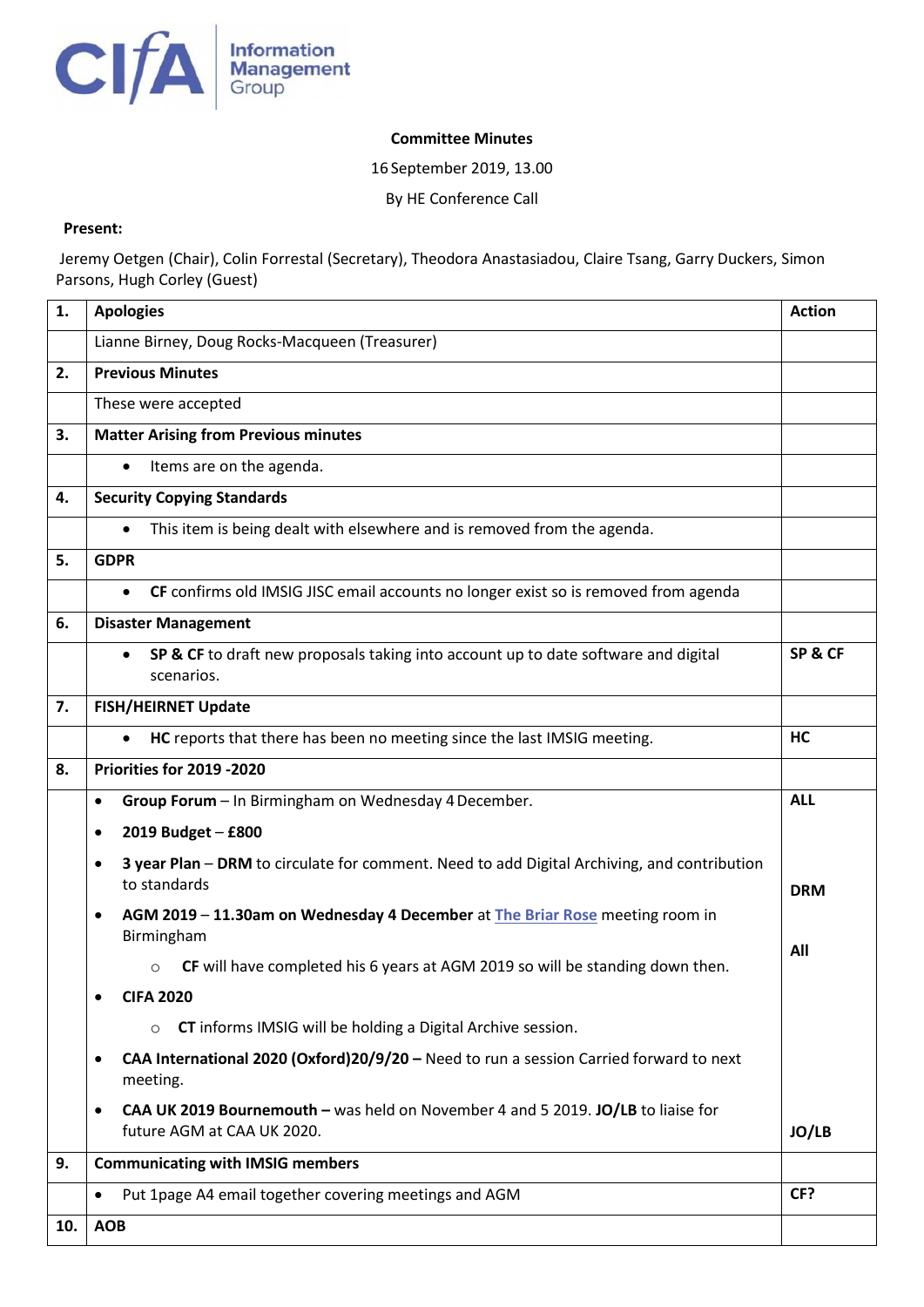CIfA Information Management Group

**Committee Minutes**

16 September 2019, 13.00

By HE Conference Call

**Present:**

Jeremy Oetgen (Chair), Colin Forrestal (Secretary), Theodora Anastasiadou, Claire Tsang, Garry Duckers, Simon Parsons, Hugh Corley (Guest)

| | | |
|---|---|---|
| **1.** | **Apologies** | **Action** |
| | Lianne Birney, Doug Rocks-Macqueen (Treasurer) | |
| **2.** | **Previous Minutes** | |
| | These were accepted | |
| **3.** | **Matter Arising from Previous minutes** | |
| | • Items are on the agenda. | |
| **4.** | **Security Copying Standards** | |
| | • This item is being dealt with elsewhere and is removed from the agenda. | |
| **5.** | **GDPR** | |
| | • **CF** confirms old IMSIG JISC email accounts no longer exist so is removed from agenda | |
| **6.** | **Disaster Management** | |
| | • **SP & CF** to draft new proposals taking into account up to date software and digital scenarios. | **SP & CF** |
| **7.** | **FISH/HEIRNET Update** | |
| | • **HC** reports that there has been no meeting since the last IMSIG meeting. | **HC** |
| **8.** | **Priorities for 2019 -2020** | |
| | • **Group Forum** – In Birmingham on Wednesday 4 December.<br>• **2019 Budget – £800**<br>• **3 year Plan** – **DRM** to circulate for comment. Need to add Digital Archiving, and contribution to standards<br>• **AGM 2019** – **11.30am on Wednesday 4 December** at The Briar Rose meeting room in Birmingham<br>  ○ **CF** will have completed his 6 years at AGM 2019 so will be standing down then.<br>• **CIFA 2020**<br>  ○ **CT** informs IMSIG will be holding a Digital Archive session.<br>• **CAA International 2020 (Oxford)20/9/20 –** Need to run a session Carried forward to next meeting.<br>• **CAA UK 2019 Bournemouth –** was held on November 4 and 5 2019. **JO/LB** to liaise for future AGM at CAA UK 2020. | **ALL**<br><br>**DRM**<br><br>**All**<br><br>**JO/LB** |
| **9.** | **Communicating with IMSIG members** | |
| | • Put 1page A4 email together covering meetings and AGM | **CF?** |
| **10.** | **AOB** | |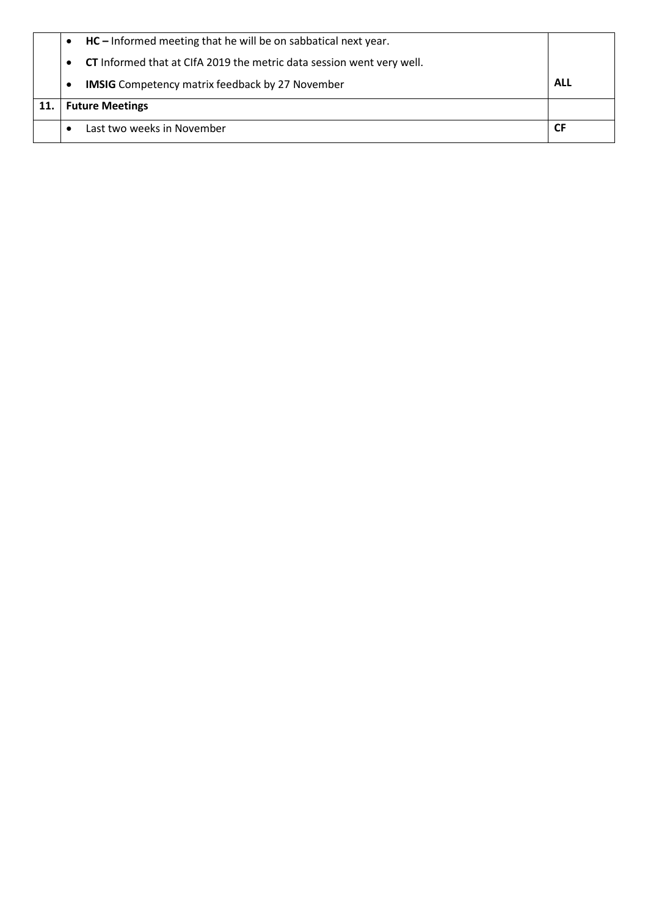| | | |
|---|---|---|
| | • **HC –** Informed meeting that he will be on sabbatical next year. | |
| | • **CT** Informed that at CIfA 2019 the metric data session went very well. | |
| | • **IMSIG** Competency matrix feedback by 27 November | **ALL** |
| **11.** | **Future Meetings** | |
| | • Last two weeks in November | **CF** |